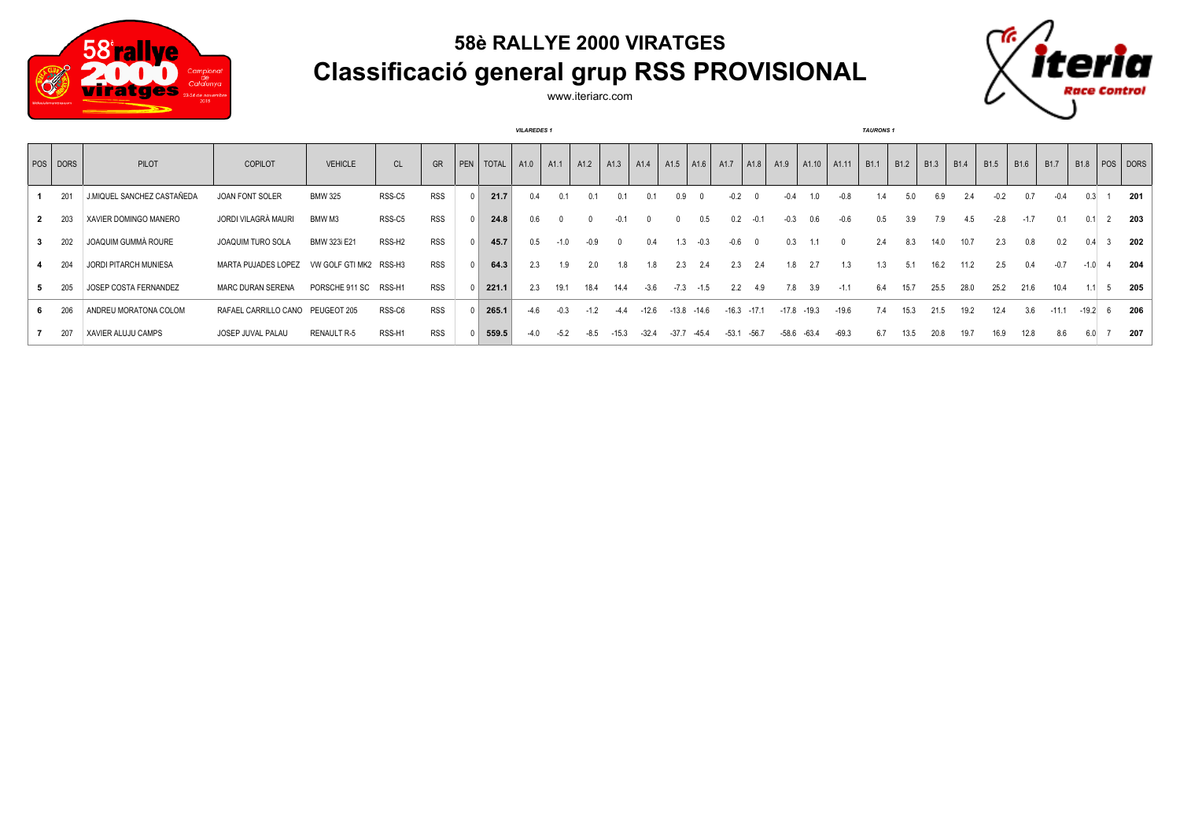# 58è RALLYE 2000 VIRATGES

## Classificació general grup RSS PROVISIONAL

www.iteriarc.com

*VILAREDES 1* — *TAURONS 1*

| POS | DORS | PILOT | COPILOT | VEHICLE | CL | GR | PEN | TOTAL | A1.0 | A1.1 | A1.2 | A1.3 | A1.4 | A1.5 | A1.6 | A1.7 | A1.8 | A1.9 | A1.10 | A1.11 | B1.1 | B1.2 | B1.3 | B1.4 | B1.5 | B1.6 | B1.7 | B1.8 | POS | DORS |
|---|---|---|---|---|---|---|---|---|---|---|---|---|---|---|---|---|---|---|---|---|---|---|---|---|---|---|---|---|---|---|
| 1 | 201 | J.MIQUEL SANCHEZ CASTAÑEDA | JOAN FONT SOLER | BMW 325 | RSS-C5 | RSS | 0 | 21.7 | 0.4 | 0.1 | 0.1 | 0.1 | 0.1 | 0.9 | 0 | -0.2 | 0 | -0.4 | 1.0 | -0.8 | 1.4 | 5.0 | 6.9 | 2.4 | -0.2 | 0.7 | -0.4 | 0.3 | 1 | 201 |
| 2 | 203 | XAVIER DOMINGO MANERO | JORDI VILAGRÀ MAURI | BMW M3 | RSS-C5 | RSS | 0 | 24.8 | 0.6 | 0 | 0 | -0.1 | 0 | 0 | 0.5 | 0.2 | -0.1 | -0.3 | 0.6 | -0.6 | 0.5 | 3.9 | 7.9 | 4.5 | -2.8 | -1.7 | 0.1 | 0.1 | 2 | 203 |
| 3 | 202 | JOAQUIM GUMMÀ ROURE | JOAQUIM TURO SOLA | BMW 323i E21 | RSS-H2 | RSS | 0 | 45.7 | 0.5 | -1.0 | -0.9 | 0 | 0.4 | 1.3 | -0.3 | -0.6 | 0 | 0.3 | 1.1 | 0 | 2.4 | 8.3 | 14.0 | 10.7 | 2.3 | 0.8 | 0.2 | 0.4 | 3 | 202 |
| 4 | 204 | JORDI PITARCH MUNIESA | MARTA PUJADES LOPEZ | VW GOLF GTI MK2 | RSS-H3 | RSS | 0 | 64.3 | 2.3 | 1.9 | 2.0 | 1.8 | 1.8 | 2.3 | 2.4 | 2.3 | 2.4 | 1.8 | 2.7 | 1.3 | 1.3 | 5.1 | 16.2 | 11.2 | 2.5 | 0.4 | -0.7 | -1.0 | 4 | 204 |
| 5 | 205 | JOSEP COSTA FERNANDEZ | MARC DURAN SERENA | PORSCHE 911 SC | RSS-H1 | RSS | 0 | 221.1 | 2.3 | 19.1 | 18.4 | 14.4 | -3.6 | -7.3 | -1.5 | 2.2 | 4.9 | 7.8 | 3.9 | -1.1 | 6.4 | 15.7 | 25.5 | 28.0 | 25.2 | 21.6 | 10.4 | 1.1 | 5 | 205 |
| 6 | 206 | ANDREU MORATONA COLOM | RAFAEL CARRILLO CANO | PEUGEOT 205 | RSS-C6 | RSS | 0 | 265.1 | -4.6 | -0.3 | -1.2 | -4.4 | -12.6 | -13.8 | -14.6 | -16.3 | -17.1 | -17.8 | -19.3 | -19.6 | 7.4 | 15.3 | 21.5 | 19.2 | 12.4 | 3.6 | -11.1 | -19.2 | 6 | 206 |
| 7 | 207 | XAVIER ALUJU CAMPS | JOSEP JUVAL PALAU | RENAULT R-5 | RSS-H1 | RSS | 0 | 559.5 | -4.0 | -5.2 | -8.5 | -15.3 | -32.4 | -37.7 | -45.4 | -53.1 | -56.7 | -58.6 | -63.4 | -69.3 | 6.7 | 13.5 | 20.8 | 19.7 | 16.9 | 12.8 | 8.6 | 6.0 | 7 | 207 |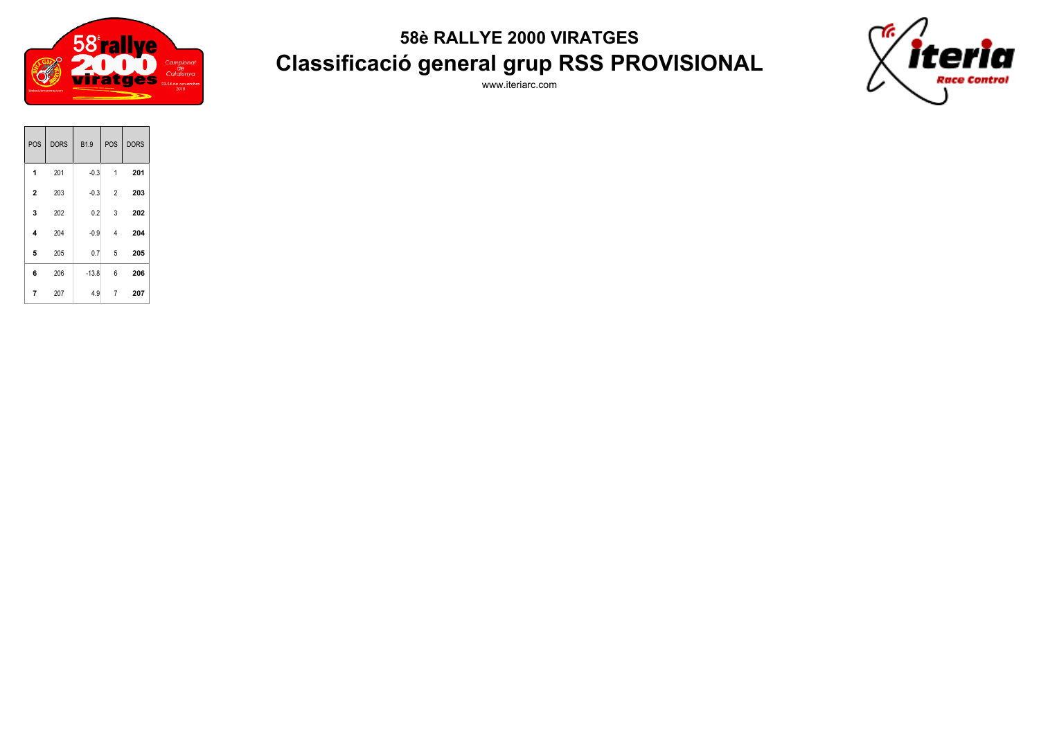# 58è RALLYE 2000 VIRATGES

## Classificació general grup RSS PROVISIONAL

www.iteriarc.com

| POS | DORS | B1.9 | POS | DORS |
|---|---|---|---|---|
| **1** | 201 | -0.3 | 1 | **201** |
| **2** | 203 | -0.3 | 2 | **203** |
| **3** | 202 | 0.2 | 3 | **202** |
| **4** | 204 | -0.9 | 4 | **204** |
| **5** | 205 | 0.7 | 5 | **205** |
| **6** | 206 | -13.8 | 6 | **206** |
| **7** | 207 | 4.9 | 7 | **207** |